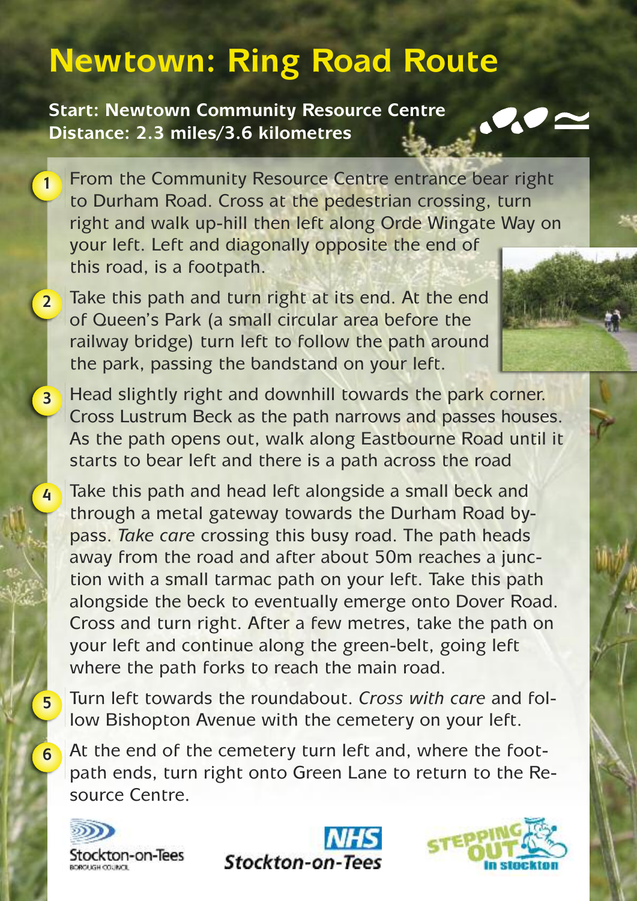# Newtown: Ring Road Route

**Start: Newtown Community Resource Centre**
**Distance: 2.3 miles/3.6 kilometres**

1. From the Community Resource Centre entrance bear right to Durham Road. Cross at the pedestrian crossing, turn right and walk up-hill then left along Orde Wingate Way on your left. Left and diagonally opposite the end of this road, is a footpath.

2. Take this path and turn right at its end. At the end of Queen's Park (a small circular area before the railway bridge) turn left to follow the path around the park, passing the bandstand on your left.

3. Head slightly right and downhill towards the park corner. Cross Lustrum Beck as the path narrows and passes houses. As the path opens out, walk along Eastbourne Road until it starts to bear left and there is a path across the road

4. Take this path and head left alongside a small beck and through a metal gateway towards the Durham Road by-pass. *Take care* crossing this busy road. The path heads away from the road and after about 50m reaches a junction with a small tarmac path on your left. Take this path alongside the beck to eventually emerge onto Dover Road. Cross and turn right. After a few metres, take the path on your left and continue along the green-belt, going left where the path forks to reach the main road.

5. Turn left towards the roundabout. *Cross with care* and follow Bishopton Avenue with the cemetery on your left.

6. At the end of the cemetery turn left and, where the footpath ends, turn right onto Green Lane to return to the Resource Centre.

Stockton-on-Tees Borough Council | NHS Stockton-on-Tees | Stepping Out in Stockton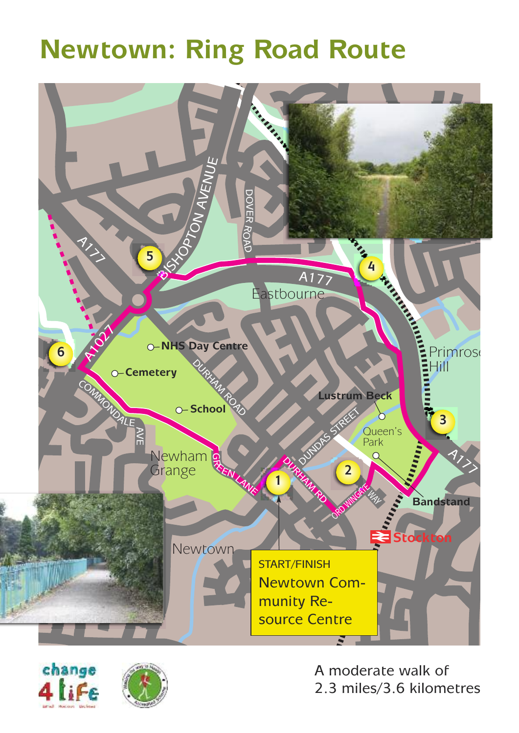# Newtown: Ring Road Route

START/FINISH
Newtown Community Resource Centre

A moderate walk of
2.3 miles/3.6 kilometres